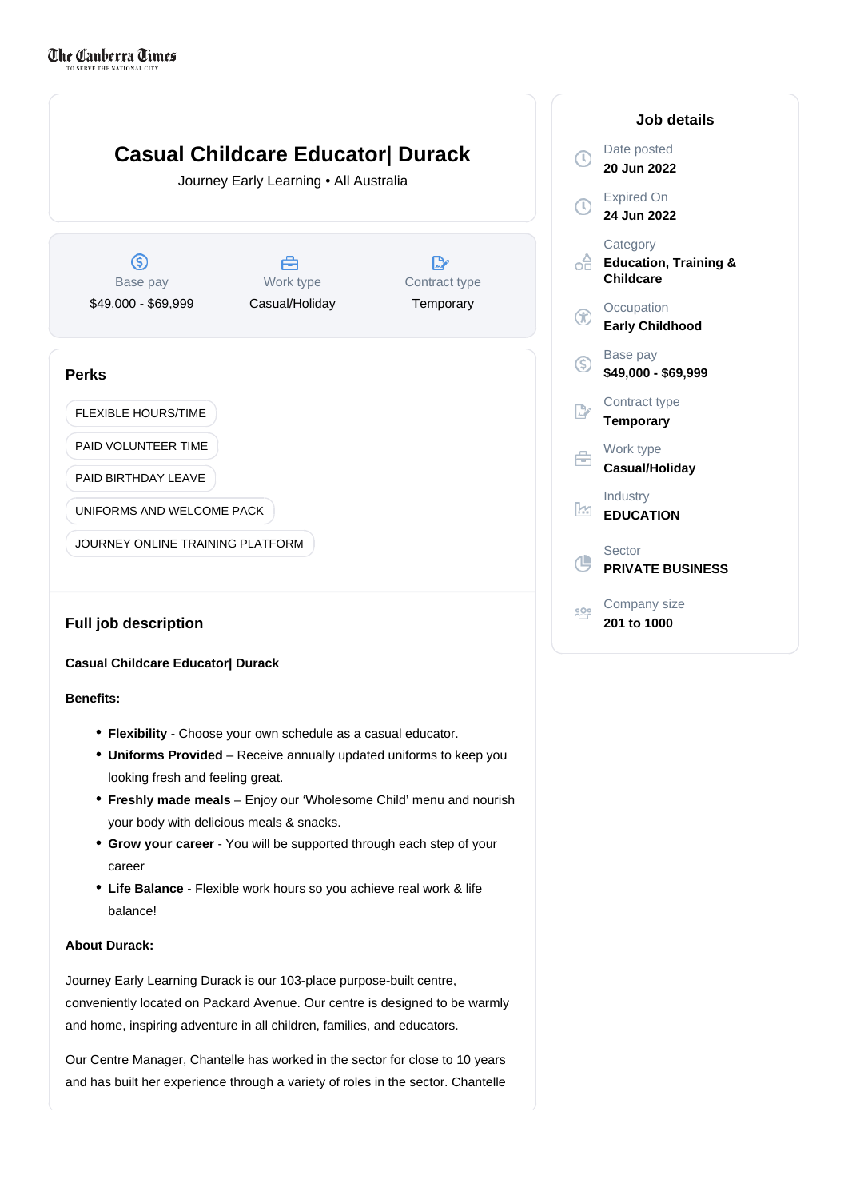The Canberra Times

# Casual Childcare Educator| Durack

Journey Early Learning • All Australia

| Base pay | Work type | Contract type |
| --- | --- | --- |
| $49,000 - $69,999 | Casual/Holiday | Temporary |

## Job details

Date posted
**20 Jun 2022**

Expired On
**24 Jun 2022**

Category
**Education, Training & Childcare**

Occupation
**Early Childhood**

Base pay
**$49,000 - $69,999**

Contract type
**Temporary**

Work type
**Casual/Holiday**

Industry
**EDUCATION**

Sector
**PRIVATE BUSINESS**

Company size
**201 to 1000**

## Perks

- FLEXIBLE HOURS/TIME
- PAID VOLUNTEER TIME
- PAID BIRTHDAY LEAVE
- UNIFORMS AND WELCOME PACK
- JOURNEY ONLINE TRAINING PLATFORM

## Full job description

**Casual Childcare Educator| Durack**

**Benefits:**

- **Flexibility** - Choose your own schedule as a casual educator.
- **Uniforms Provided** – Receive annually updated uniforms to keep you looking fresh and feeling great.
- **Freshly made meals** – Enjoy our 'Wholesome Child' menu and nourish your body with delicious meals & snacks.
- **Grow your career** - You will be supported through each step of your career
- **Life Balance** - Flexible work hours so you achieve real work & life balance!

**About Durack:**

Journey Early Learning Durack is our 103-place purpose-built centre, conveniently located on Packard Avenue. Our centre is designed to be warmly and home, inspiring adventure in all children, families, and educators.

Our Centre Manager, Chantelle has worked in the sector for close to 10 years and has built her experience through a variety of roles in the sector. Chantelle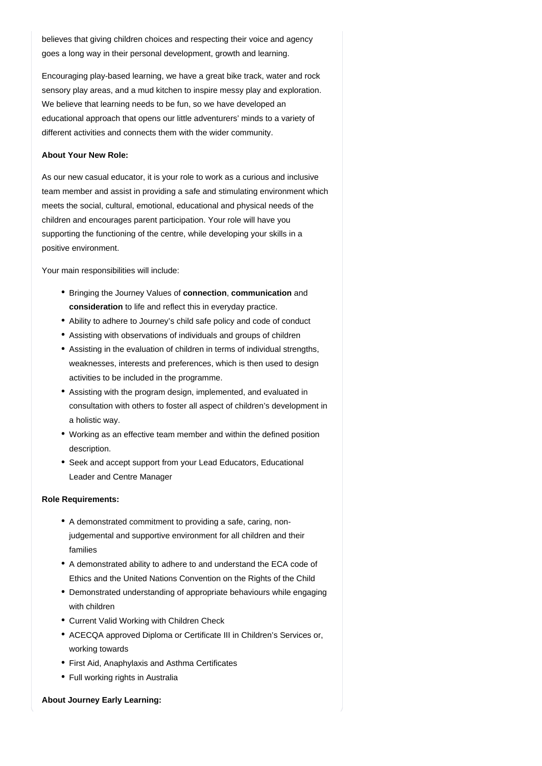believes that giving children choices and respecting their voice and agency goes a long way in their personal development, growth and learning.

Encouraging play-based learning, we have a great bike track, water and rock sensory play areas, and a mud kitchen to inspire messy play and exploration. We believe that learning needs to be fun, so we have developed an educational approach that opens our little adventurers' minds to a variety of different activities and connects them with the wider community.

**About Your New Role:**

As our new casual educator, it is your role to work as a curious and inclusive team member and assist in providing a safe and stimulating environment which meets the social, cultural, emotional, educational and physical needs of the children and encourages parent participation. Your role will have you supporting the functioning of the centre, while developing your skills in a positive environment.

Your main responsibilities will include:

- Bringing the Journey Values of **connection**, **communication** and **consideration** to life and reflect this in everyday practice.
- Ability to adhere to Journey's child safe policy and code of conduct
- Assisting with observations of individuals and groups of children
- Assisting in the evaluation of children in terms of individual strengths, weaknesses, interests and preferences, which is then used to design activities to be included in the programme.
- Assisting with the program design, implemented, and evaluated in consultation with others to foster all aspect of children's development in a holistic way.
- Working as an effective team member and within the defined position description.
- Seek and accept support from your Lead Educators, Educational Leader and Centre Manager

**Role Requirements:**

- A demonstrated commitment to providing a safe, caring, non-judgemental and supportive environment for all children and their families
- A demonstrated ability to adhere to and understand the ECA code of Ethics and the United Nations Convention on the Rights of the Child
- Demonstrated understanding of appropriate behaviours while engaging with children
- Current Valid Working with Children Check
- ACECQA approved Diploma or Certificate III in Children's Services or, working towards
- First Aid, Anaphylaxis and Asthma Certificates
- Full working rights in Australia

**About Journey Early Learning:**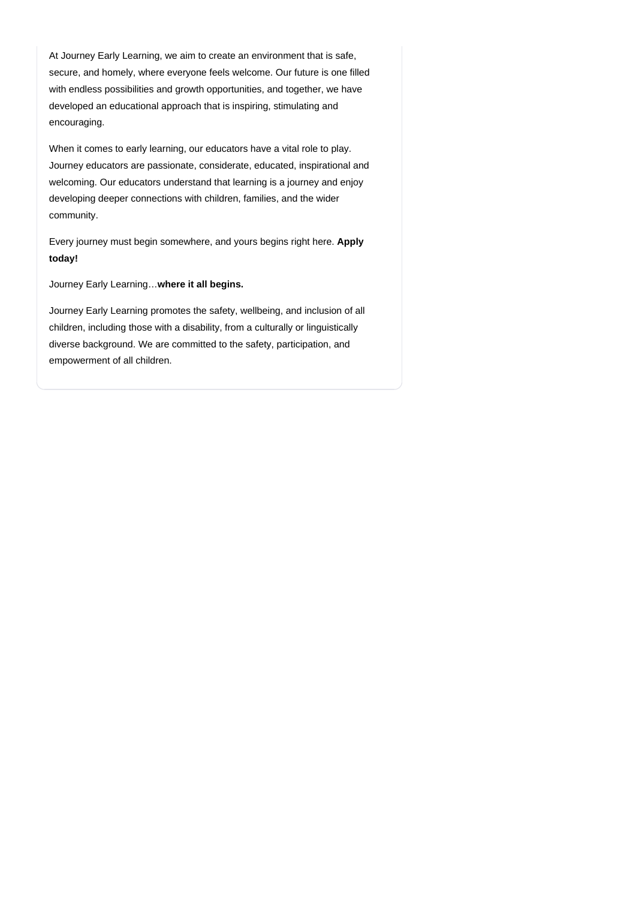At Journey Early Learning, we aim to create an environment that is safe, secure, and homely, where everyone feels welcome. Our future is one filled with endless possibilities and growth opportunities, and together, we have developed an educational approach that is inspiring, stimulating and encouraging.

When it comes to early learning, our educators have a vital role to play. Journey educators are passionate, considerate, educated, inspirational and welcoming. Our educators understand that learning is a journey and enjoy developing deeper connections with children, families, and the wider community.

Every journey must begin somewhere, and yours begins right here. **Apply today!**

Journey Early Learning…**where it all begins.**

Journey Early Learning promotes the safety, wellbeing, and inclusion of all children, including those with a disability, from a culturally or linguistically diverse background. We are committed to the safety, participation, and empowerment of all children.